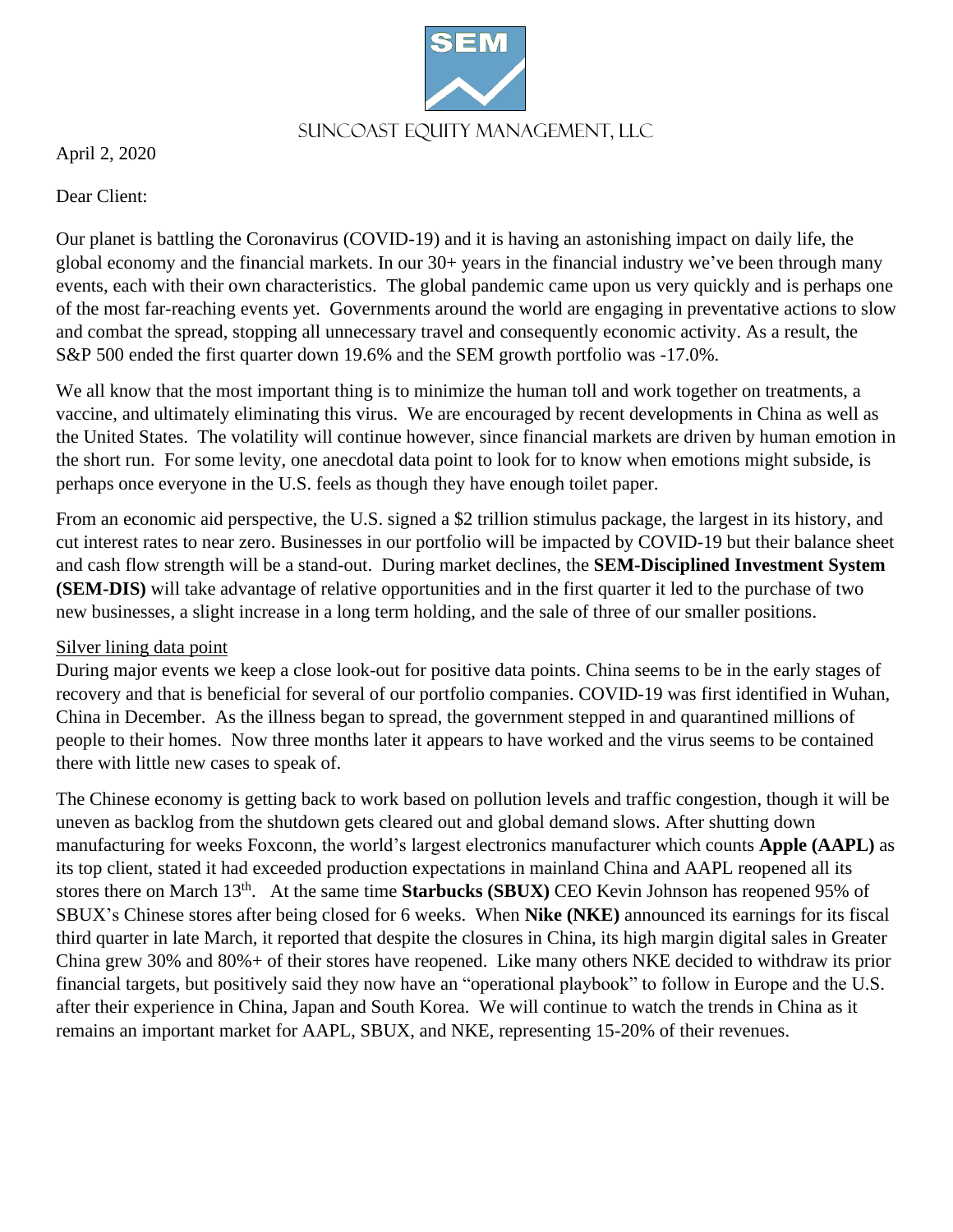SUNCOAST EQUITY MANAGEMENT, LLC

April 2, 2020

Dear Client:

Our planet is battling the Coronavirus (COVID-19) and it is having an astonishing impact on daily life, the global economy and the financial markets. In our 30+ years in the financial industry we've been through many events, each with their own characteristics. The global pandemic came upon us very quickly and is perhaps one of the most far-reaching events yet. Governments around the world are engaging in preventative actions to slow and combat the spread, stopping all unnecessary travel and consequently economic activity. As a result, the S&P 500 ended the first quarter down 19.6% and the SEM growth portfolio was -17.0%.

We all know that the most important thing is to minimize the human toll and work together on treatments, a vaccine, and ultimately eliminating this virus. We are encouraged by recent developments in China as well as the United States. The volatility will continue however, since financial markets are driven by human emotion in the short run. For some levity, one anecdotal data point to look for to know when emotions might subside, is perhaps once everyone in the U.S. feels as though they have enough toilet paper.

From an economic aid perspective, the U.S. signed a $2 trillion stimulus package, the largest in its history, and cut interest rates to near zero. Businesses in our portfolio will be impacted by COVID-19 but their balance sheet and cash flow strength will be a stand-out. During market declines, the **SEM-Disciplined Investment System (SEM-DIS)** will take advantage of relative opportunities and in the first quarter it led to the purchase of two new businesses, a slight increase in a long term holding, and the sale of three of our smaller positions.

Silver lining data point

During major events we keep a close look-out for positive data points. China seems to be in the early stages of recovery and that is beneficial for several of our portfolio companies. COVID-19 was first identified in Wuhan, China in December. As the illness began to spread, the government stepped in and quarantined millions of people to their homes. Now three months later it appears to have worked and the virus seems to be contained there with little new cases to speak of.

The Chinese economy is getting back to work based on pollution levels and traffic congestion, though it will be uneven as backlog from the shutdown gets cleared out and global demand slows. After shutting down manufacturing for weeks Foxconn, the world's largest electronics manufacturer which counts **Apple (AAPL)** as its top client, stated it had exceeded production expectations in mainland China and AAPL reopened all its stores there on March 13th. At the same time **Starbucks (SBUX)** CEO Kevin Johnson has reopened 95% of SBUX's Chinese stores after being closed for 6 weeks. When **Nike (NKE)** announced its earnings for its fiscal third quarter in late March, it reported that despite the closures in China, its high margin digital sales in Greater China grew 30% and 80%+ of their stores have reopened. Like many others NKE decided to withdraw its prior financial targets, but positively said they now have an "operational playbook" to follow in Europe and the U.S. after their experience in China, Japan and South Korea. We will continue to watch the trends in China as it remains an important market for AAPL, SBUX, and NKE, representing 15-20% of their revenues.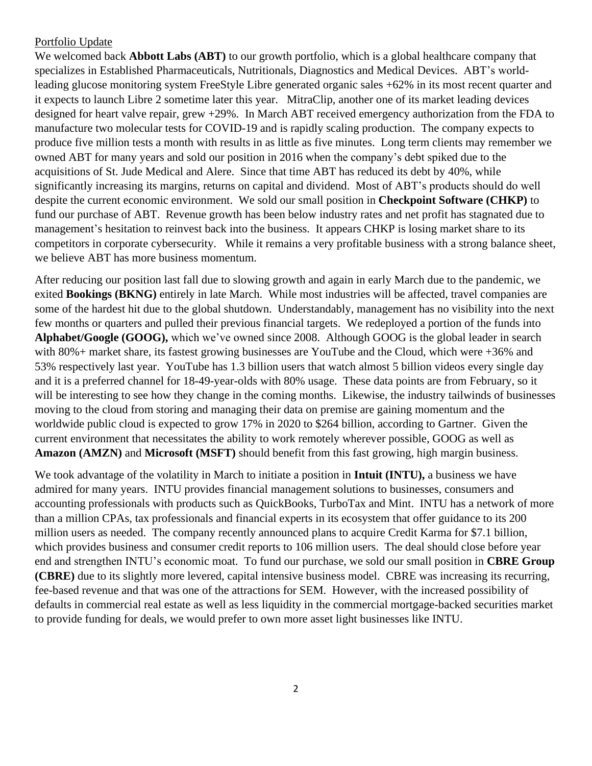Portfolio Update

We welcomed back **Abbott Labs (ABT)** to our growth portfolio, which is a global healthcare company that specializes in Established Pharmaceuticals, Nutritionals, Diagnostics and Medical Devices. ABT's world-leading glucose monitoring system FreeStyle Libre generated organic sales +62% in its most recent quarter and it expects to launch Libre 2 sometime later this year. MitraClip, another one of its market leading devices designed for heart valve repair, grew +29%. In March ABT received emergency authorization from the FDA to manufacture two molecular tests for COVID-19 and is rapidly scaling production. The company expects to produce five million tests a month with results in as little as five minutes. Long term clients may remember we owned ABT for many years and sold our position in 2016 when the company's debt spiked due to the acquisitions of St. Jude Medical and Alere. Since that time ABT has reduced its debt by 40%, while significantly increasing its margins, returns on capital and dividend. Most of ABT's products should do well despite the current economic environment. We sold our small position in **Checkpoint Software (CHKP)** to fund our purchase of ABT. Revenue growth has been below industry rates and net profit has stagnated due to management's hesitation to reinvest back into the business. It appears CHKP is losing market share to its competitors in corporate cybersecurity. While it remains a very profitable business with a strong balance sheet, we believe ABT has more business momentum.

After reducing our position last fall due to slowing growth and again in early March due to the pandemic, we exited **Bookings (BKNG)** entirely in late March. While most industries will be affected, travel companies are some of the hardest hit due to the global shutdown. Understandably, management has no visibility into the next few months or quarters and pulled their previous financial targets. We redeployed a portion of the funds into **Alphabet/Google (GOOG),** which we've owned since 2008. Although GOOG is the global leader in search with 80%+ market share, its fastest growing businesses are YouTube and the Cloud, which were +36% and 53% respectively last year. YouTube has 1.3 billion users that watch almost 5 billion videos every single day and it is a preferred channel for 18-49-year-olds with 80% usage. These data points are from February, so it will be interesting to see how they change in the coming months. Likewise, the industry tailwinds of businesses moving to the cloud from storing and managing their data on premise are gaining momentum and the worldwide public cloud is expected to grow 17% in 2020 to $264 billion, according to Gartner. Given the current environment that necessitates the ability to work remotely wherever possible, GOOG as well as **Amazon (AMZN)** and **Microsoft (MSFT)** should benefit from this fast growing, high margin business.

We took advantage of the volatility in March to initiate a position in **Intuit (INTU),** a business we have admired for many years. INTU provides financial management solutions to businesses, consumers and accounting professionals with products such as QuickBooks, TurboTax and Mint. INTU has a network of more than a million CPAs, tax professionals and financial experts in its ecosystem that offer guidance to its 200 million users as needed. The company recently announced plans to acquire Credit Karma for $7.1 billion, which provides business and consumer credit reports to 106 million users. The deal should close before year end and strengthen INTU's economic moat. To fund our purchase, we sold our small position in **CBRE Group (CBRE)** due to its slightly more levered, capital intensive business model. CBRE was increasing its recurring, fee-based revenue and that was one of the attractions for SEM. However, with the increased possibility of defaults in commercial real estate as well as less liquidity in the commercial mortgage-backed securities market to provide funding for deals, we would prefer to own more asset light businesses like INTU.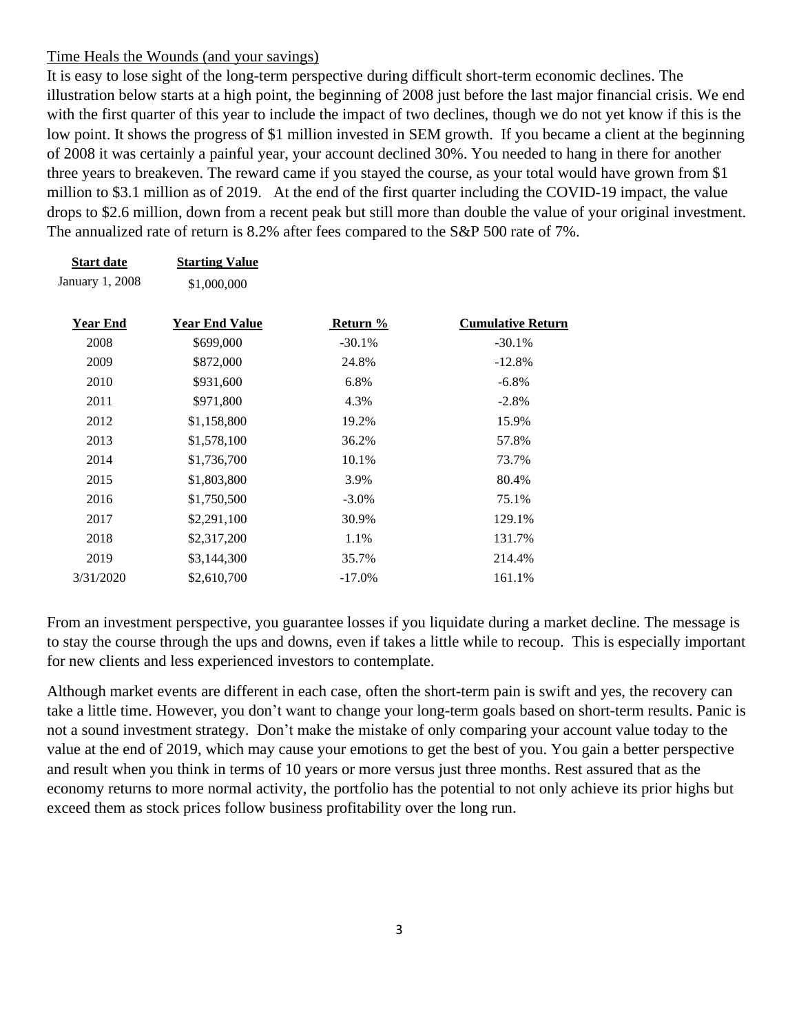Time Heals the Wounds (and your savings)

It is easy to lose sight of the long-term perspective during difficult short-term economic declines. The illustration below starts at a high point, the beginning of 2008 just before the last major financial crisis. We end with the first quarter of this year to include the impact of two declines, though we do not yet know if this is the low point. It shows the progress of $1 million invested in SEM growth. If you became a client at the beginning of 2008 it was certainly a painful year, your account declined 30%. You needed to hang in there for another three years to breakeven. The reward came if you stayed the course, as your total would have grown from $1 million to $3.1 million as of 2019. At the end of the first quarter including the COVID-19 impact, the value drops to $2.6 million, down from a recent peak but still more than double the value of your original investment. The annualized rate of return is 8.2% after fees compared to the S&P 500 rate of 7%.

| Start date | Starting Value |
|---|---|
| January 1, 2008 | $1,000,000 |

| Year End | Year End Value | Return % | Cumulative Return |
|---|---|---|---|
| 2008 | $699,000 | -30.1% | -30.1% |
| 2009 | $872,000 | 24.8% | -12.8% |
| 2010 | $931,600 | 6.8% | -6.8% |
| 2011 | $971,800 | 4.3% | -2.8% |
| 2012 | $1,158,800 | 19.2% | 15.9% |
| 2013 | $1,578,100 | 36.2% | 57.8% |
| 2014 | $1,736,700 | 10.1% | 73.7% |
| 2015 | $1,803,800 | 3.9% | 80.4% |
| 2016 | $1,750,500 | -3.0% | 75.1% |
| 2017 | $2,291,100 | 30.9% | 129.1% |
| 2018 | $2,317,200 | 1.1% | 131.7% |
| 2019 | $3,144,300 | 35.7% | 214.4% |
| 3/31/2020 | $2,610,700 | -17.0% | 161.1% |

From an investment perspective, you guarantee losses if you liquidate during a market decline. The message is to stay the course through the ups and downs, even if takes a little while to recoup. This is especially important for new clients and less experienced investors to contemplate.

Although market events are different in each case, often the short-term pain is swift and yes, the recovery can take a little time. However, you don't want to change your long-term goals based on short-term results. Panic is not a sound investment strategy. Don't make the mistake of only comparing your account value today to the value at the end of 2019, which may cause your emotions to get the best of you. You gain a better perspective and result when you think in terms of 10 years or more versus just three months. Rest assured that as the economy returns to more normal activity, the portfolio has the potential to not only achieve its prior highs but exceed them as stock prices follow business profitability over the long run.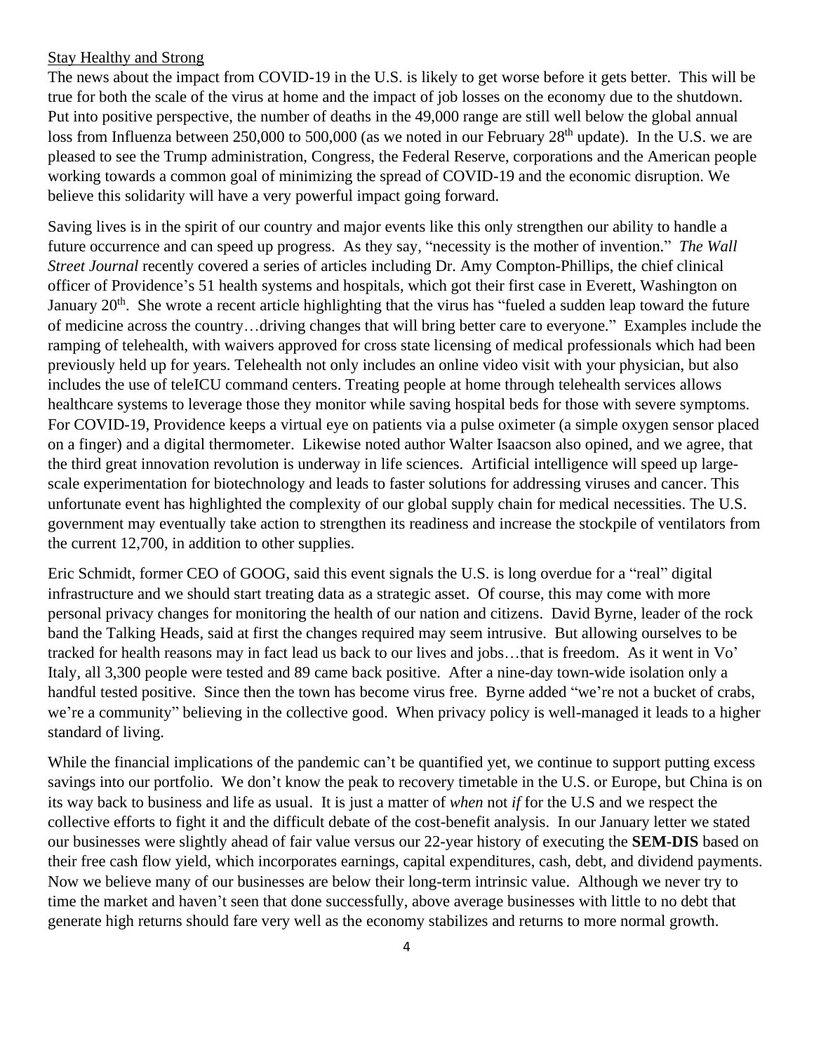## Stay Healthy and Strong

The news about the impact from COVID-19 in the U.S. is likely to get worse before it gets better. This will be true for both the scale of the virus at home and the impact of job losses on the economy due to the shutdown. Put into positive perspective, the number of deaths in the 49,000 range are still well below the global annual loss from Influenza between 250,000 to 500,000 (as we noted in our February 28th update). In the U.S. we are pleased to see the Trump administration, Congress, the Federal Reserve, corporations and the American people working towards a common goal of minimizing the spread of COVID-19 and the economic disruption. We believe this solidarity will have a very powerful impact going forward.

Saving lives is in the spirit of our country and major events like this only strengthen our ability to handle a future occurrence and can speed up progress. As they say, "necessity is the mother of invention." *The Wall Street Journal* recently covered a series of articles including Dr. Amy Compton-Phillips, the chief clinical officer of Providence's 51 health systems and hospitals, which got their first case in Everett, Washington on January 20th. She wrote a recent article highlighting that the virus has "fueled a sudden leap toward the future of medicine across the country…driving changes that will bring better care to everyone." Examples include the ramping of telehealth, with waivers approved for cross state licensing of medical professionals which had been previously held up for years. Telehealth not only includes an online video visit with your physician, but also includes the use of teleICU command centers. Treating people at home through telehealth services allows healthcare systems to leverage those they monitor while saving hospital beds for those with severe symptoms. For COVID-19, Providence keeps a virtual eye on patients via a pulse oximeter (a simple oxygen sensor placed on a finger) and a digital thermometer. Likewise noted author Walter Isaacson also opined, and we agree, that the third great innovation revolution is underway in life sciences. Artificial intelligence will speed up large-scale experimentation for biotechnology and leads to faster solutions for addressing viruses and cancer. This unfortunate event has highlighted the complexity of our global supply chain for medical necessities. The U.S. government may eventually take action to strengthen its readiness and increase the stockpile of ventilators from the current 12,700, in addition to other supplies.

Eric Schmidt, former CEO of GOOG, said this event signals the U.S. is long overdue for a "real" digital infrastructure and we should start treating data as a strategic asset. Of course, this may come with more personal privacy changes for monitoring the health of our nation and citizens. David Byrne, leader of the rock band the Talking Heads, said at first the changes required may seem intrusive. But allowing ourselves to be tracked for health reasons may in fact lead us back to our lives and jobs…that is freedom. As it went in Vo' Italy, all 3,300 people were tested and 89 came back positive. After a nine-day town-wide isolation only a handful tested positive. Since then the town has become virus free. Byrne added "we're not a bucket of crabs, we're a community" believing in the collective good. When privacy policy is well-managed it leads to a higher standard of living.

While the financial implications of the pandemic can't be quantified yet, we continue to support putting excess savings into our portfolio. We don't know the peak to recovery timetable in the U.S. or Europe, but China is on its way back to business and life as usual. It is just a matter of *when* not *if* for the U.S and we respect the collective efforts to fight it and the difficult debate of the cost-benefit analysis. In our January letter we stated our businesses were slightly ahead of fair value versus our 22-year history of executing the **SEM-DIS** based on their free cash flow yield, which incorporates earnings, capital expenditures, cash, debt, and dividend payments. Now we believe many of our businesses are below their long-term intrinsic value. Although we never try to time the market and haven't seen that done successfully, above average businesses with little to no debt that generate high returns should fare very well as the economy stabilizes and returns to more normal growth.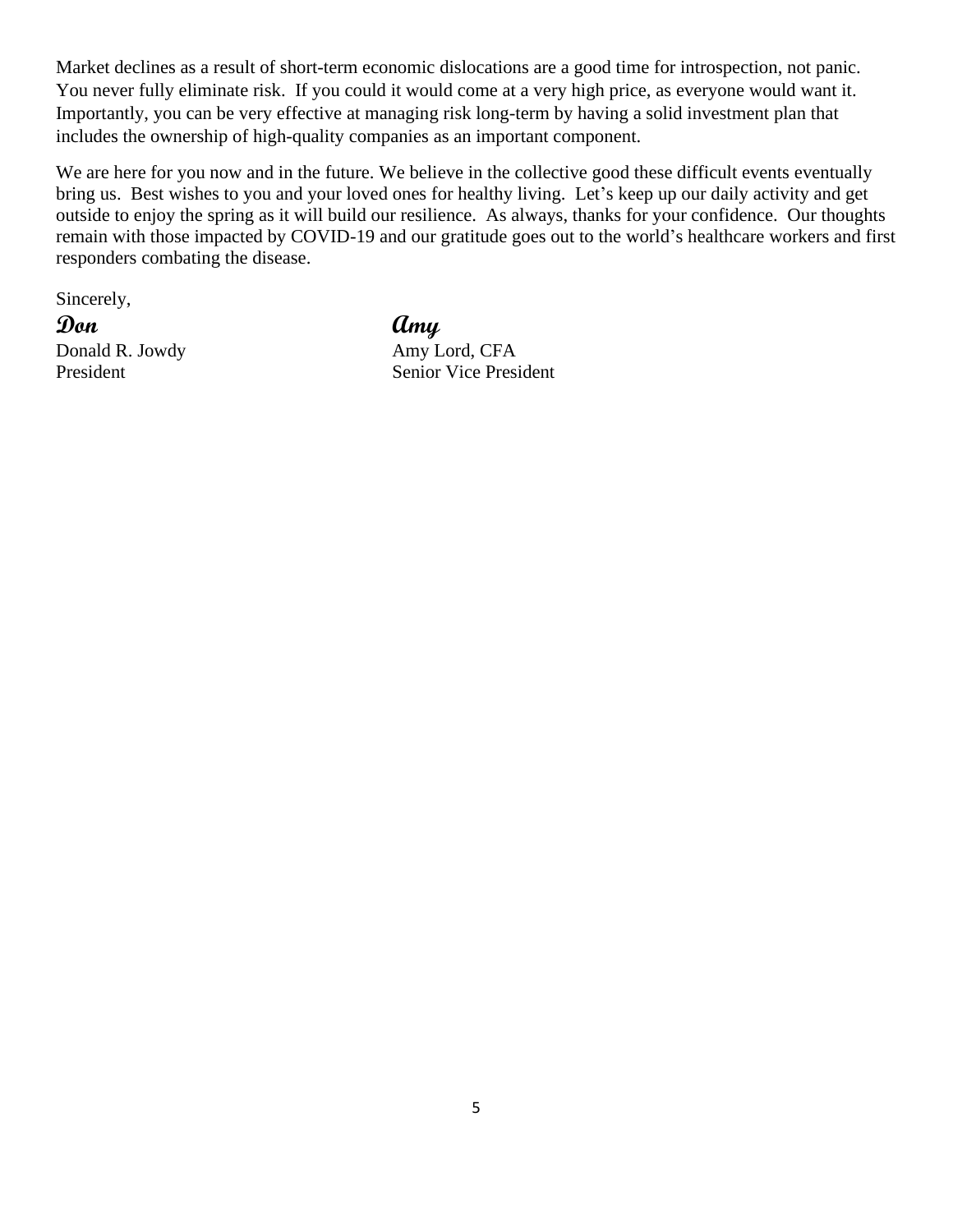Market declines as a result of short-term economic dislocations are a good time for introspection, not panic. You never fully eliminate risk. If you could it would come at a very high price, as everyone would want it. Importantly, you can be very effective at managing risk long-term by having a solid investment plan that includes the ownership of high-quality companies as an important component.

We are here for you now and in the future. We believe in the collective good these difficult events eventually bring us. Best wishes to you and your loved ones for healthy living. Let's keep up our daily activity and get outside to enjoy the spring as it will build our resilience. As always, thanks for your confidence. Our thoughts remain with those impacted by COVID-19 and our gratitude goes out to the world's healthcare workers and first responders combating the disease.

Sincerely,

**Don**
Donald R. Jowdy
President

**Amy**
Amy Lord, CFA
Senior Vice President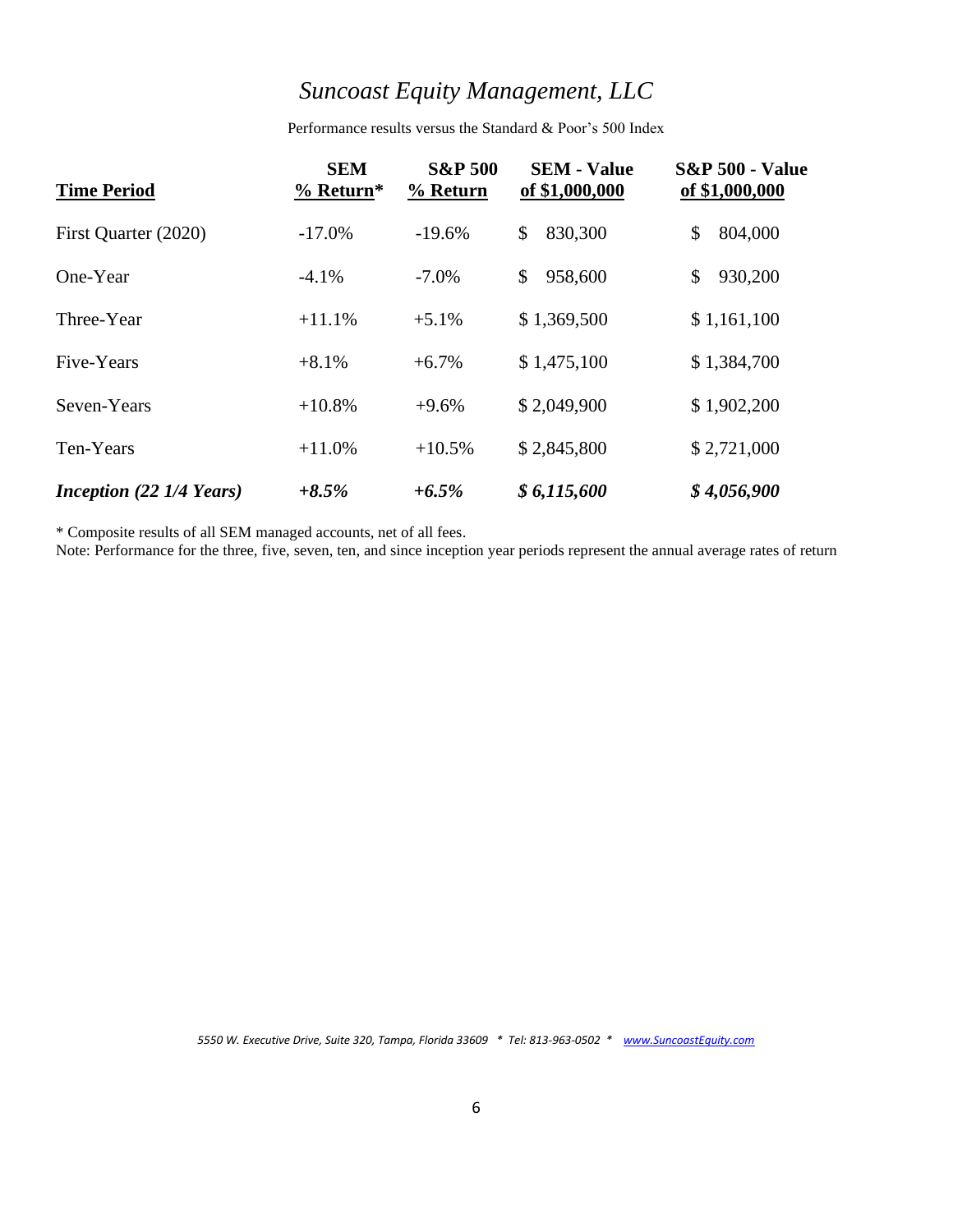# *Suncoast Equity Management, LLC*

Performance results versus the Standard & Poor's 500 Index

| Time Period | SEM % Return* | S&P 500 % Return | SEM - Value of $1,000,000 | S&P 500 - Value of $1,000,000 |
|---|---|---|---|---|
| First Quarter (2020) | -17.0% | -19.6% | $ 830,300 | $ 804,000 |
| One-Year | -4.1% | -7.0% | $ 958,600 | $ 930,200 |
| Three-Year | +11.1% | +5.1% | $ 1,369,500 | $ 1,161,100 |
| Five-Years | +8.1% | +6.7% | $ 1,475,100 | $ 1,384,700 |
| Seven-Years | +10.8% | +9.6% | $ 2,049,900 | $ 1,902,200 |
| Ten-Years | +11.0% | +10.5% | $ 2,845,800 | $ 2,721,000 |
| ***Inception (22 1/4 Years)*** | ***+8.5%*** | ***+6.5%*** | ***$ 6,115,600*** | ***$ 4,056,900*** |

* Composite results of all SEM managed accounts, net of all fees.

Note: Performance for the three, five, seven, ten, and since inception year periods represent the annual average rates of return

*5550 W. Executive Drive, Suite 320, Tampa, Florida 33609 * Tel: 813-963-0502 * www.SuncoastEquity.com*